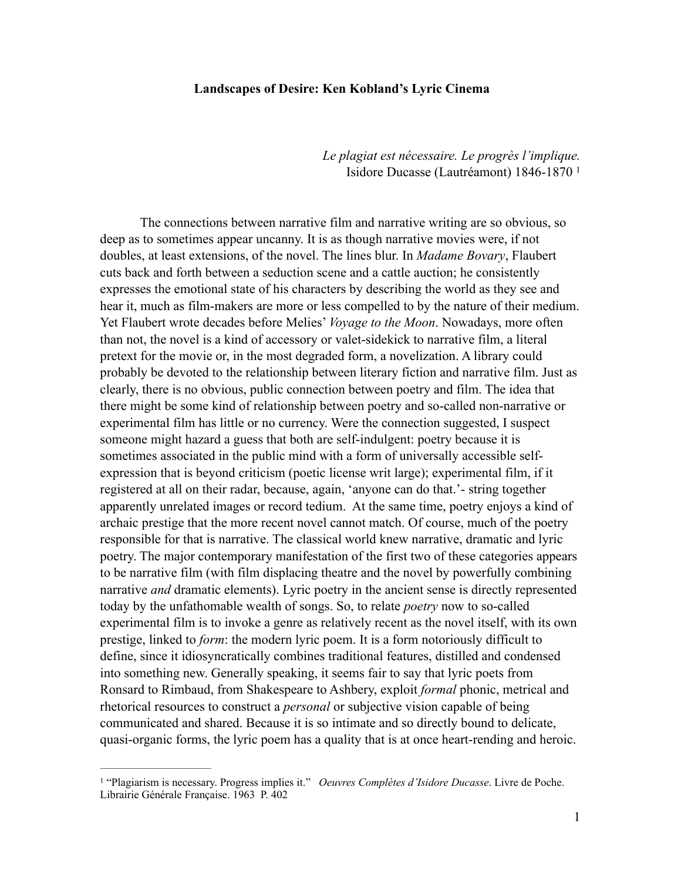**Landscapes of Desire: Ken Kobland's Lyric Cinema**

*Le plagiat est nécessaire. Le progrès l'implique.*
Isidore Ducasse (Lautréamont) 1846-1870 [1]

The connections between narrative film and narrative writing are so obvious, so deep as to sometimes appear uncanny. It is as though narrative movies were, if not doubles, at least extensions, of the novel. The lines blur. In *Madame Bovary*, Flaubert cuts back and forth between a seduction scene and a cattle auction; he consistently expresses the emotional state of his characters by describing the world as they see and hear it, much as film-makers are more or less compelled to by the nature of their medium. Yet Flaubert wrote decades before Melies' *Voyage to the Moon*. Nowadays, more often than not, the novel is a kind of accessory or valet-sidekick to narrative film, a literal pretext for the movie or, in the most degraded form, a novelization. A library could probably be devoted to the relationship between literary fiction and narrative film. Just as clearly, there is no obvious, public connection between poetry and film. The idea that there might be some kind of relationship between poetry and so-called non-narrative or experimental film has little or no currency. Were the connection suggested, I suspect someone might hazard a guess that both are self-indulgent: poetry because it is sometimes associated in the public mind with a form of universally accessible self-expression that is beyond criticism (poetic license writ large); experimental film, if it registered at all on their radar, because, again, 'anyone can do that.'- string together apparently unrelated images or record tedium. At the same time, poetry enjoys a kind of archaic prestige that the more recent novel cannot match. Of course, much of the poetry responsible for that is narrative. The classical world knew narrative, dramatic and lyric poetry. The major contemporary manifestation of the first two of these categories appears to be narrative film (with film displacing theatre and the novel by powerfully combining narrative *and* dramatic elements). Lyric poetry in the ancient sense is directly represented today by the unfathomable wealth of songs. So, to relate *poetry* now to so-called experimental film is to invoke a genre as relatively recent as the novel itself, with its own prestige, linked to *form*: the modern lyric poem. It is a form notoriously difficult to define, since it idiosyncratically combines traditional features, distilled and condensed into something new. Generally speaking, it seems fair to say that lyric poets from Ronsard to Rimbaud, from Shakespeare to Ashbery, exploit *formal* phonic, metrical and rhetorical resources to construct a *personal* or subjective vision capable of being communicated and shared. Because it is so intimate and so directly bound to delicate, quasi-organic forms, the lyric poem has a quality that is at once heart-rending and heroic.

---

[1] "Plagiarism is necessary. Progress implies it." *Oeuvres Complètes d'Isidore Ducasse*. Livre de Poche. Librairie Générale Française. 1963 P. 402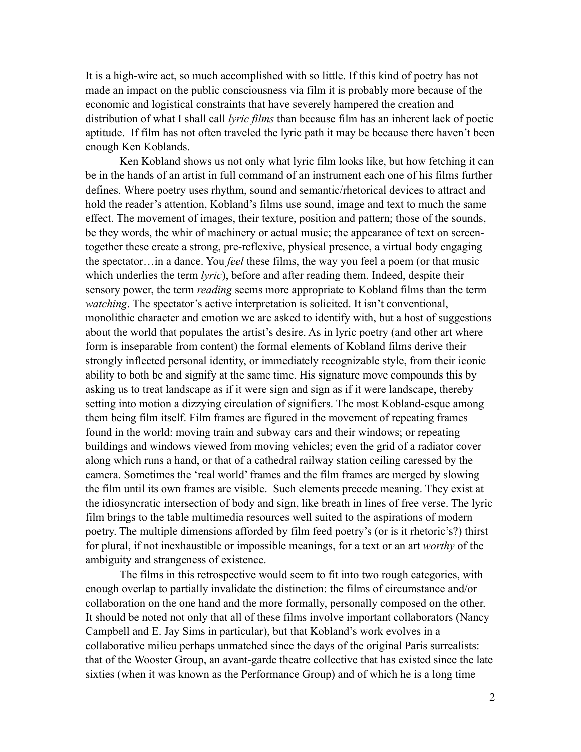It is a high-wire act, so much accomplished with so little. If this kind of poetry has not made an impact on the public consciousness via film it is probably more because of the economic and logistical constraints that have severely hampered the creation and distribution of what I shall call *lyric films* than because film has an inherent lack of poetic aptitude. If film has not often traveled the lyric path it may be because there haven't been enough Ken Koblands.

Ken Kobland shows us not only what lyric film looks like, but how fetching it can be in the hands of an artist in full command of an instrument each one of his films further defines. Where poetry uses rhythm, sound and semantic/rhetorical devices to attract and hold the reader's attention, Kobland's films use sound, image and text to much the same effect. The movement of images, their texture, position and pattern; those of the sounds, be they words, the whir of machinery or actual music; the appearance of text on screen-together these create a strong, pre-reflexive, physical presence, a virtual body engaging the spectator…in a dance. You *feel* these films, the way you feel a poem (or that music which underlies the term *lyric*), before and after reading them. Indeed, despite their sensory power, the term *reading* seems more appropriate to Kobland films than the term *watching*. The spectator's active interpretation is solicited. It isn't conventional, monolithic character and emotion we are asked to identify with, but a host of suggestions about the world that populates the artist's desire. As in lyric poetry (and other art where form is inseparable from content) the formal elements of Kobland films derive their strongly inflected personal identity, or immediately recognizable style, from their iconic ability to both be and signify at the same time. His signature move compounds this by asking us to treat landscape as if it were sign and sign as if it were landscape, thereby setting into motion a dizzying circulation of signifiers. The most Kobland-esque among them being film itself. Film frames are figured in the movement of repeating frames found in the world: moving train and subway cars and their windows; or repeating buildings and windows viewed from moving vehicles; even the grid of a radiator cover along which runs a hand, or that of a cathedral railway station ceiling caressed by the camera. Sometimes the 'real world' frames and the film frames are merged by slowing the film until its own frames are visible. Such elements precede meaning. They exist at the idiosyncratic intersection of body and sign, like breath in lines of free verse. The lyric film brings to the table multimedia resources well suited to the aspirations of modern poetry. The multiple dimensions afforded by film feed poetry's (or is it rhetoric's?) thirst for plural, if not inexhaustible or impossible meanings, for a text or an art *worthy* of the ambiguity and strangeness of existence.

The films in this retrospective would seem to fit into two rough categories, with enough overlap to partially invalidate the distinction: the films of circumstance and/or collaboration on the one hand and the more formally, personally composed on the other. It should be noted not only that all of these films involve important collaborators (Nancy Campbell and E. Jay Sims in particular), but that Kobland's work evolves in a collaborative milieu perhaps unmatched since the days of the original Paris surrealists: that of the Wooster Group, an avant-garde theatre collective that has existed since the late sixties (when it was known as the Performance Group) and of which he is a long time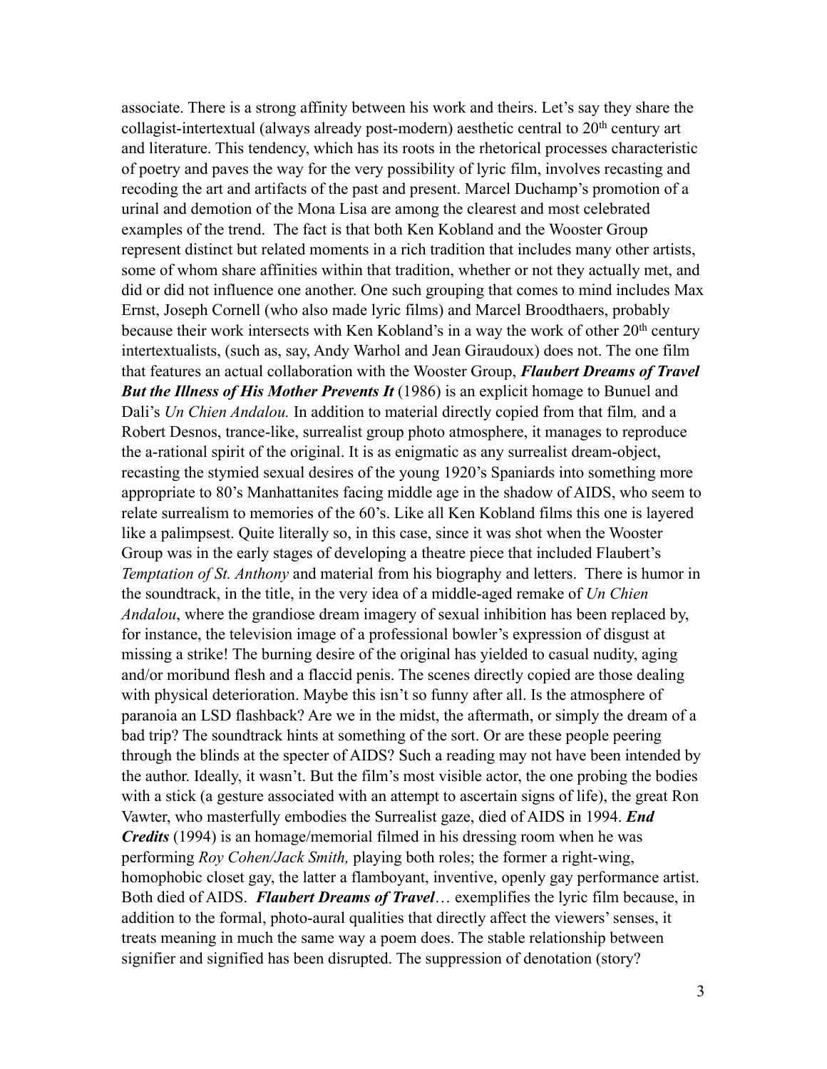associate. There is a strong affinity between his work and theirs. Let's say they share the collagist-intertextual (always already post-modern) aesthetic central to 20th century art and literature. This tendency, which has its roots in the rhetorical processes characteristic of poetry and paves the way for the very possibility of lyric film, involves recasting and recoding the art and artifacts of the past and present. Marcel Duchamp's promotion of a urinal and demotion of the Mona Lisa are among the clearest and most celebrated examples of the trend. The fact is that both Ken Kobland and the Wooster Group represent distinct but related moments in a rich tradition that includes many other artists, some of whom share affinities within that tradition, whether or not they actually met, and did or did not influence one another. One such grouping that comes to mind includes Max Ernst, Joseph Cornell (who also made lyric films) and Marcel Broodthaers, probably because their work intersects with Ken Kobland's in a way the work of other 20th century intertextualists, (such as, say, Andy Warhol and Jean Giraudoux) does not. The one film that features an actual collaboration with the Wooster Group, ***Flaubert Dreams of Travel But the Illness of His Mother Prevents It*** (1986) is an explicit homage to Bunuel and Dali's *Un Chien Andalou.* In addition to material directly copied from that film*,* and a Robert Desnos, trance-like, surrealist group photo atmosphere, it manages to reproduce the a-rational spirit of the original. It is as enigmatic as any surrealist dream-object, recasting the stymied sexual desires of the young 1920's Spaniards into something more appropriate to 80's Manhattanites facing middle age in the shadow of AIDS, who seem to relate surrealism to memories of the 60's. Like all Ken Kobland films this one is layered like a palimpsest. Quite literally so, in this case, since it was shot when the Wooster Group was in the early stages of developing a theatre piece that included Flaubert's *Temptation of St. Anthony* and material from his biography and letters. There is humor in the soundtrack, in the title, in the very idea of a middle-aged remake of *Un Chien Andalou*, where the grandiose dream imagery of sexual inhibition has been replaced by, for instance, the television image of a professional bowler's expression of disgust at missing a strike! The burning desire of the original has yielded to casual nudity, aging and/or moribund flesh and a flaccid penis. The scenes directly copied are those dealing with physical deterioration. Maybe this isn't so funny after all. Is the atmosphere of paranoia an LSD flashback? Are we in the midst, the aftermath, or simply the dream of a bad trip? The soundtrack hints at something of the sort. Or are these people peering through the blinds at the specter of AIDS? Such a reading may not have been intended by the author. Ideally, it wasn't. But the film's most visible actor, the one probing the bodies with a stick (a gesture associated with an attempt to ascertain signs of life), the great Ron Vawter, who masterfully embodies the Surrealist gaze, died of AIDS in 1994. ***End Credits*** (1994) is an homage/memorial filmed in his dressing room when he was performing *Roy Cohen/Jack Smith,* playing both roles; the former a right-wing, homophobic closet gay, the latter a flamboyant, inventive, openly gay performance artist. Both died of AIDS. ***Flaubert Dreams of Travel***… exemplifies the lyric film because, in addition to the formal, photo-aural qualities that directly affect the viewers' senses, it treats meaning in much the same way a poem does. The stable relationship between signifier and signified has been disrupted. The suppression of denotation (story?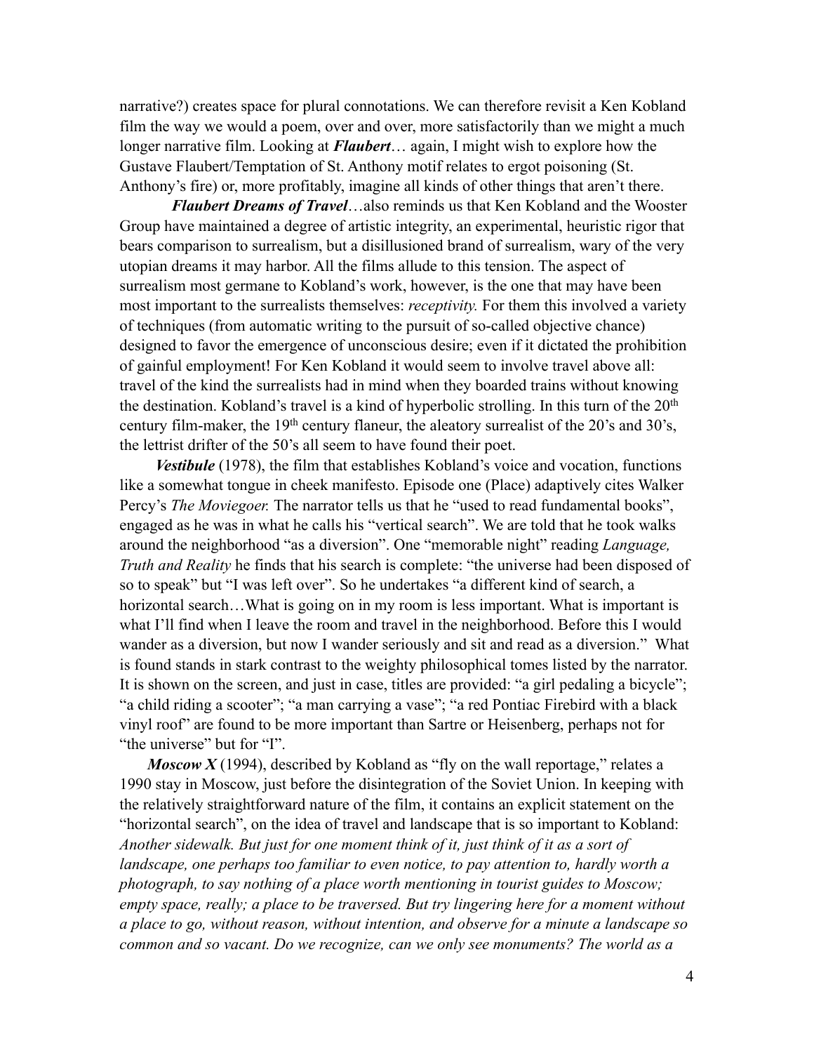narrative?) creates space for plural connotations. We can therefore revisit a Ken Kobland film the way we would a poem, over and over, more satisfactorily than we might a much longer narrative film. Looking at ***Flaubert***… again, I might wish to explore how the Gustave Flaubert/Temptation of St. Anthony motif relates to ergot poisoning (St. Anthony's fire) or, more profitably, imagine all kinds of other things that aren't there.

***Flaubert Dreams of Travel***…also reminds us that Ken Kobland and the Wooster Group have maintained a degree of artistic integrity, an experimental, heuristic rigor that bears comparison to surrealism, but a disillusioned brand of surrealism, wary of the very utopian dreams it may harbor. All the films allude to this tension. The aspect of surrealism most germane to Kobland's work, however, is the one that may have been most important to the surrealists themselves: *receptivity.* For them this involved a variety of techniques (from automatic writing to the pursuit of so-called objective chance) designed to favor the emergence of unconscious desire; even if it dictated the prohibition of gainful employment! For Ken Kobland it would seem to involve travel above all: travel of the kind the surrealists had in mind when they boarded trains without knowing the destination. Kobland's travel is a kind of hyperbolic strolling. In this turn of the 20th century film-maker, the 19th century flaneur, the aleatory surrealist of the 20's and 30's, the lettrist drifter of the 50's all seem to have found their poet.

***Vestibule*** (1978), the film that establishes Kobland's voice and vocation, functions like a somewhat tongue in cheek manifesto. Episode one (Place) adaptively cites Walker Percy's *The Moviegoer.* The narrator tells us that he "used to read fundamental books", engaged as he was in what he calls his "vertical search". We are told that he took walks around the neighborhood "as a diversion". One "memorable night" reading *Language, Truth and Reality* he finds that his search is complete: "the universe had been disposed of so to speak" but "I was left over". So he undertakes "a different kind of search, a horizontal search…What is going on in my room is less important. What is important is what I'll find when I leave the room and travel in the neighborhood. Before this I would wander as a diversion, but now I wander seriously and sit and read as a diversion." What is found stands in stark contrast to the weighty philosophical tomes listed by the narrator. It is shown on the screen, and just in case, titles are provided: "a girl pedaling a bicycle"; "a child riding a scooter"; "a man carrying a vase"; "a red Pontiac Firebird with a black vinyl roof" are found to be more important than Sartre or Heisenberg, perhaps not for "the universe" but for "I".

***Moscow X*** (1994), described by Kobland as "fly on the wall reportage," relates a 1990 stay in Moscow, just before the disintegration of the Soviet Union. In keeping with the relatively straightforward nature of the film, it contains an explicit statement on the "horizontal search", on the idea of travel and landscape that is so important to Kobland: *Another sidewalk. But just for one moment think of it, just think of it as a sort of landscape, one perhaps too familiar to even notice, to pay attention to, hardly worth a photograph, to say nothing of a place worth mentioning in tourist guides to Moscow; empty space, really; a place to be traversed. But try lingering here for a moment without a place to go, without reason, without intention, and observe for a minute a landscape so common and so vacant. Do we recognize, can we only see monuments? The world as a*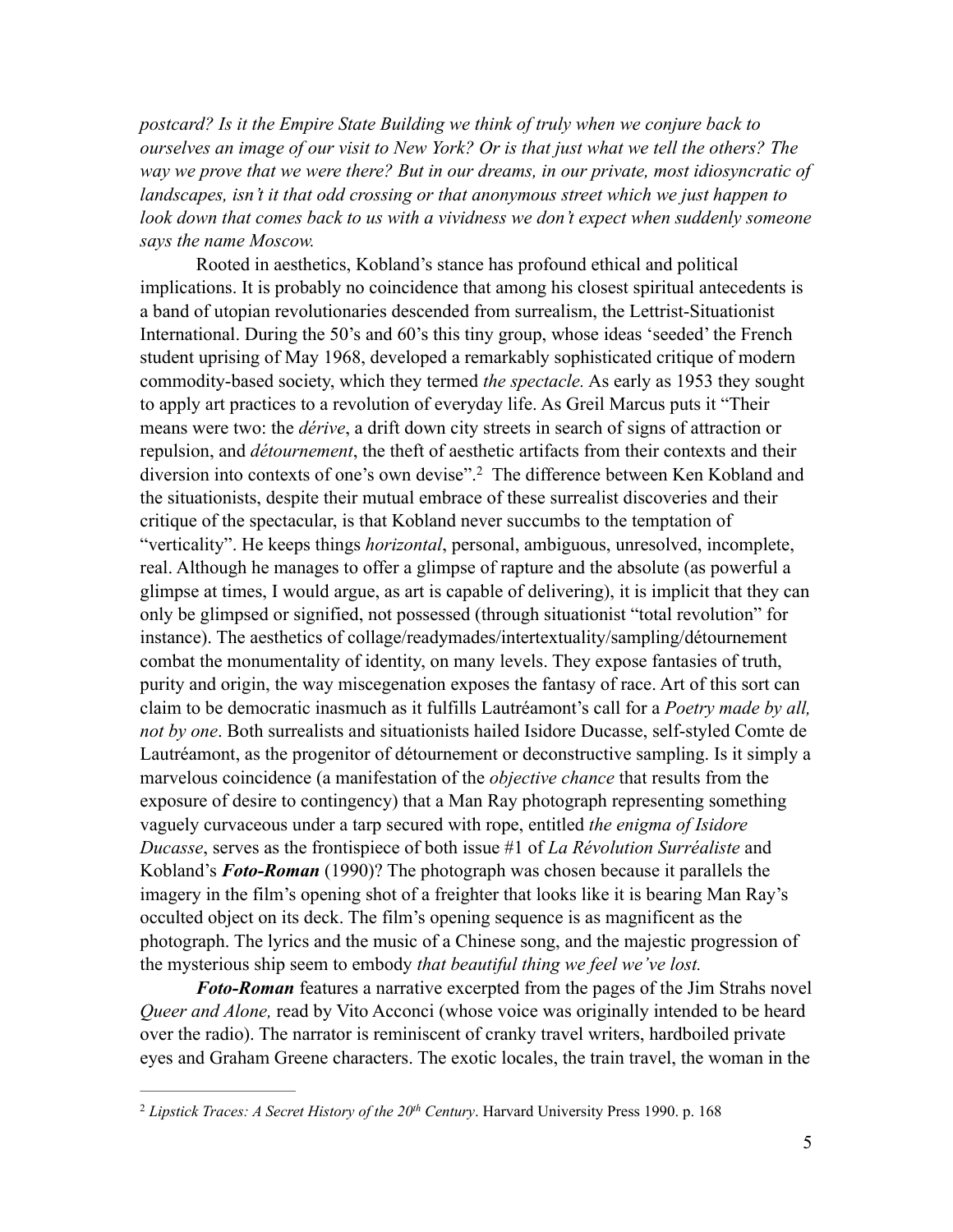*postcard? Is it the Empire State Building we think of truly when we conjure back to ourselves an image of our visit to New York? Or is that just what we tell the others? The way we prove that we were there? But in our dreams, in our private, most idiosyncratic of landscapes, isn't it that odd crossing or that anonymous street which we just happen to look down that comes back to us with a vividness we don't expect when suddenly someone says the name Moscow.*

Rooted in aesthetics, Kobland's stance has profound ethical and political implications. It is probably no coincidence that among his closest spiritual antecedents is a band of utopian revolutionaries descended from surrealism, the Lettrist-Situationist International. During the 50's and 60's this tiny group, whose ideas 'seeded' the French student uprising of May 1968, developed a remarkably sophisticated critique of modern commodity-based society, which they termed *the spectacle.* As early as 1953 they sought to apply art practices to a revolution of everyday life. As Greil Marcus puts it "Their means were two: the *dérive*, a drift down city streets in search of signs of attraction or repulsion, and *détournement*, the theft of aesthetic artifacts from their contexts and their diversion into contexts of one's own devise".[2] The difference between Ken Kobland and the situationists, despite their mutual embrace of these surrealist discoveries and their critique of the spectacular, is that Kobland never succumbs to the temptation of "verticality". He keeps things *horizontal*, personal, ambiguous, unresolved, incomplete, real. Although he manages to offer a glimpse of rapture and the absolute (as powerful a glimpse at times, I would argue, as art is capable of delivering), it is implicit that they can only be glimpsed or signified, not possessed (through situationist "total revolution" for instance). The aesthetics of collage/readymades/intertextuality/sampling/détournement combat the monumentality of identity, on many levels. They expose fantasies of truth, purity and origin, the way miscegenation exposes the fantasy of race. Art of this sort can claim to be democratic inasmuch as it fulfills Lautréamont's call for a *Poetry made by all, not by one*. Both surrealists and situationists hailed Isidore Ducasse, self-styled Comte de Lautréamont, as the progenitor of détournement or deconstructive sampling. Is it simply a marvelous coincidence (a manifestation of the *objective chance* that results from the exposure of desire to contingency) that a Man Ray photograph representing something vaguely curvaceous under a tarp secured with rope, entitled *the enigma of Isidore Ducasse*, serves as the frontispiece of both issue #1 of *La Révolution Surréaliste* and Kobland's ***Foto-Roman*** (1990)? The photograph was chosen because it parallels the imagery in the film's opening shot of a freighter that looks like it is bearing Man Ray's occulted object on its deck. The film's opening sequence is as magnificent as the photograph. The lyrics and the music of a Chinese song, and the majestic progression of the mysterious ship seem to embody *that beautiful thing we feel we've lost.*

***Foto-Roman*** features a narrative excerpted from the pages of the Jim Strahs novel *Queer and Alone,* read by Vito Acconci (whose voice was originally intended to be heard over the radio). The narrator is reminiscent of cranky travel writers, hardboiled private eyes and Graham Greene characters. The exotic locales, the train travel, the woman in the

---

[2] *Lipstick Traces: A Secret History of the 20th Century*. Harvard University Press 1990. p. 168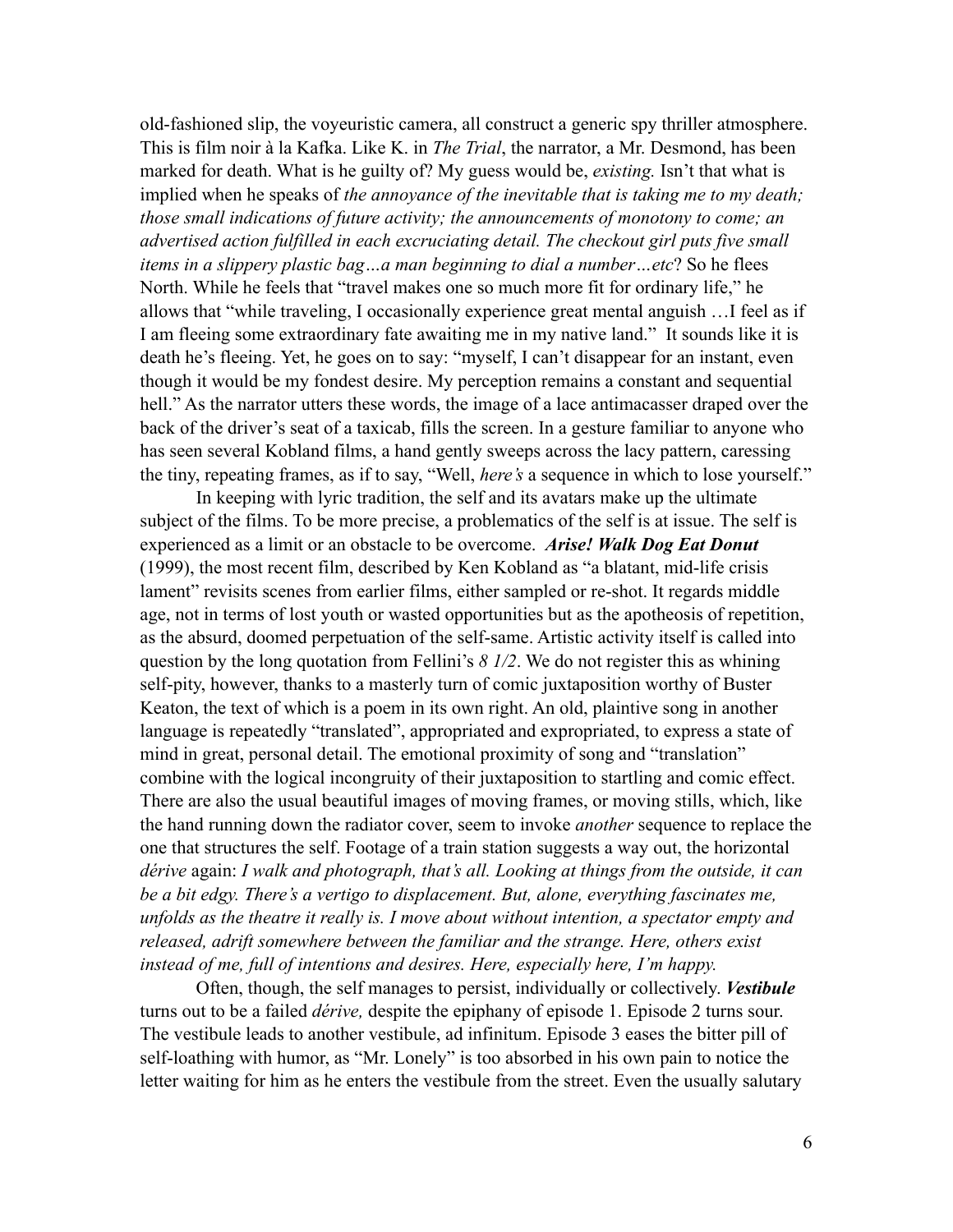old-fashioned slip, the voyeuristic camera, all construct a generic spy thriller atmosphere. This is film noir à la Kafka. Like K. in *The Trial*, the narrator, a Mr. Desmond, has been marked for death. What is he guilty of? My guess would be, *existing.* Isn't that what is implied when he speaks of *the annoyance of the inevitable that is taking me to my death; those small indications of future activity; the announcements of monotony to come; an advertised action fulfilled in each excruciating detail. The checkout girl puts five small items in a slippery plastic bag…a man beginning to dial a number…etc*? So he flees North. While he feels that "travel makes one so much more fit for ordinary life," he allows that "while traveling, I occasionally experience great mental anguish …I feel as if I am fleeing some extraordinary fate awaiting me in my native land." It sounds like it is death he's fleeing. Yet, he goes on to say: "myself, I can't disappear for an instant, even though it would be my fondest desire. My perception remains a constant and sequential hell." As the narrator utters these words, the image of a lace antimacasser draped over the back of the driver's seat of a taxicab, fills the screen. In a gesture familiar to anyone who has seen several Kobland films, a hand gently sweeps across the lacy pattern, caressing the tiny, repeating frames, as if to say, "Well, *here's* a sequence in which to lose yourself."

In keeping with lyric tradition, the self and its avatars make up the ultimate subject of the films. To be more precise, a problematics of the self is at issue. The self is experienced as a limit or an obstacle to be overcome. ***Arise! Walk Dog Eat Donut*** (1999), the most recent film, described by Ken Kobland as "a blatant, mid-life crisis lament" revisits scenes from earlier films, either sampled or re-shot. It regards middle age, not in terms of lost youth or wasted opportunities but as the apotheosis of repetition, as the absurd, doomed perpetuation of the self-same. Artistic activity itself is called into question by the long quotation from Fellini's *8 1/2*. We do not register this as whining self-pity, however, thanks to a masterly turn of comic juxtaposition worthy of Buster Keaton, the text of which is a poem in its own right. An old, plaintive song in another language is repeatedly "translated", appropriated and expropriated, to express a state of mind in great, personal detail. The emotional proximity of song and "translation" combine with the logical incongruity of their juxtaposition to startling and comic effect. There are also the usual beautiful images of moving frames, or moving stills, which, like the hand running down the radiator cover, seem to invoke *another* sequence to replace the one that structures the self. Footage of a train station suggests a way out, the horizontal *dérive* again: *I walk and photograph, that's all. Looking at things from the outside, it can be a bit edgy. There's a vertigo to displacement. But, alone, everything fascinates me, unfolds as the theatre it really is. I move about without intention, a spectator empty and released, adrift somewhere between the familiar and the strange. Here, others exist instead of me, full of intentions and desires. Here, especially here, I'm happy.*

Often, though, the self manages to persist, individually or collectively. ***Vestibule*** turns out to be a failed *dérive,* despite the epiphany of episode 1. Episode 2 turns sour. The vestibule leads to another vestibule, ad infinitum. Episode 3 eases the bitter pill of self-loathing with humor, as "Mr. Lonely" is too absorbed in his own pain to notice the letter waiting for him as he enters the vestibule from the street. Even the usually salutary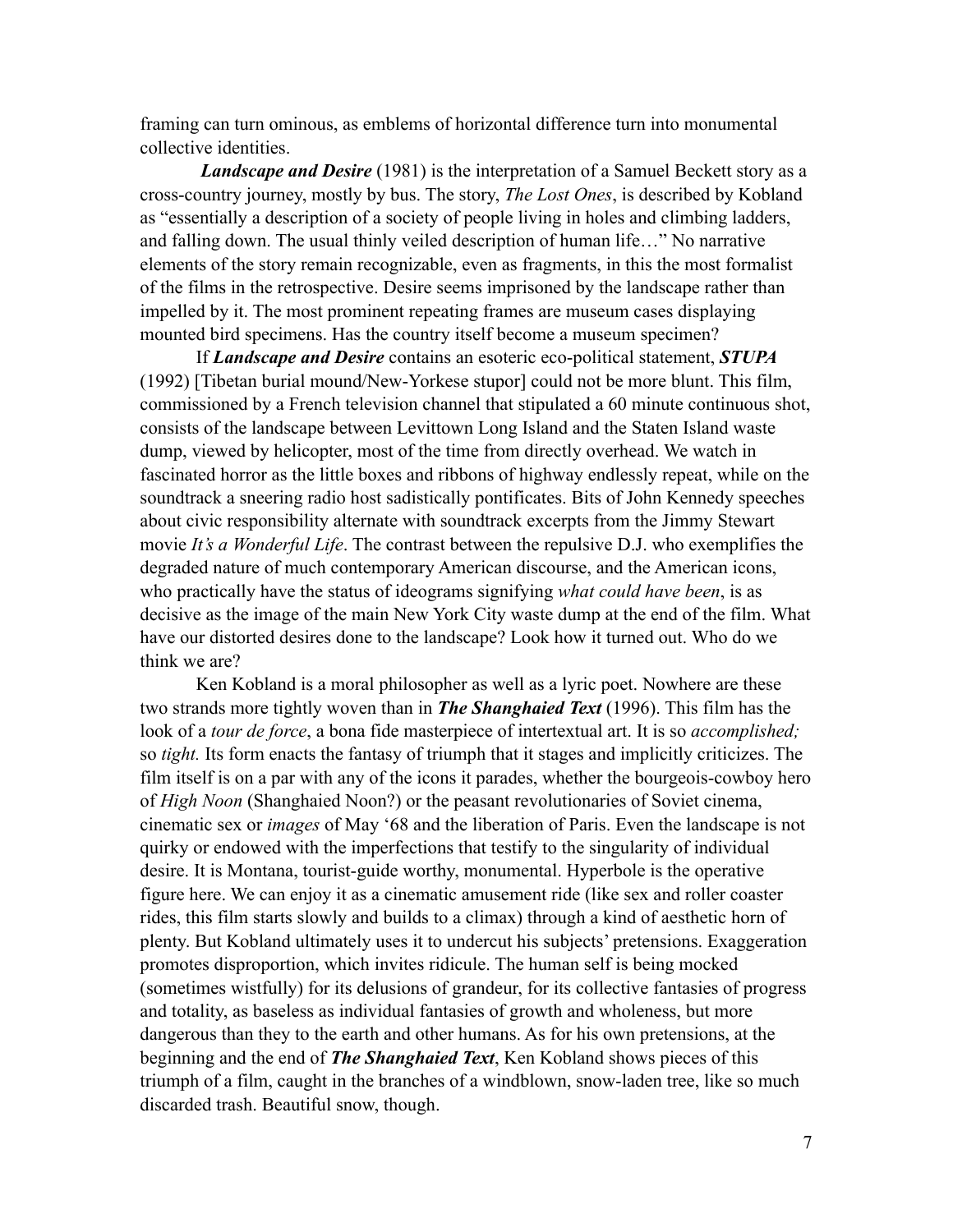framing can turn ominous, as emblems of horizontal difference turn into monumental collective identities.

***Landscape and Desire*** (1981) is the interpretation of a Samuel Beckett story as a cross-country journey, mostly by bus. The story, *The Lost Ones*, is described by Kobland as "essentially a description of a society of people living in holes and climbing ladders, and falling down. The usual thinly veiled description of human life…" No narrative elements of the story remain recognizable, even as fragments, in this the most formalist of the films in the retrospective. Desire seems imprisoned by the landscape rather than impelled by it. The most prominent repeating frames are museum cases displaying mounted bird specimens. Has the country itself become a museum specimen?

If ***Landscape and Desire*** contains an esoteric eco-political statement, ***STUPA*** (1992) [Tibetan burial mound/New-Yorkese stupor] could not be more blunt. This film, commissioned by a French television channel that stipulated a 60 minute continuous shot, consists of the landscape between Levittown Long Island and the Staten Island waste dump, viewed by helicopter, most of the time from directly overhead. We watch in fascinated horror as the little boxes and ribbons of highway endlessly repeat, while on the soundtrack a sneering radio host sadistically pontificates. Bits of John Kennedy speeches about civic responsibility alternate with soundtrack excerpts from the Jimmy Stewart movie *It's a Wonderful Life*. The contrast between the repulsive D.J. who exemplifies the degraded nature of much contemporary American discourse, and the American icons, who practically have the status of ideograms signifying *what could have been*, is as decisive as the image of the main New York City waste dump at the end of the film. What have our distorted desires done to the landscape? Look how it turned out. Who do we think we are?

Ken Kobland is a moral philosopher as well as a lyric poet. Nowhere are these two strands more tightly woven than in ***The Shanghaied Text*** (1996). This film has the look of a *tour de force*, a bona fide masterpiece of intertextual art. It is so *accomplished;* so *tight.* Its form enacts the fantasy of triumph that it stages and implicitly criticizes. The film itself is on a par with any of the icons it parades, whether the bourgeois-cowboy hero of *High Noon* (Shanghaied Noon?) or the peasant revolutionaries of Soviet cinema, cinematic sex or *images* of May '68 and the liberation of Paris. Even the landscape is not quirky or endowed with the imperfections that testify to the singularity of individual desire. It is Montana, tourist-guide worthy, monumental. Hyperbole is the operative figure here. We can enjoy it as a cinematic amusement ride (like sex and roller coaster rides, this film starts slowly and builds to a climax) through a kind of aesthetic horn of plenty. But Kobland ultimately uses it to undercut his subjects' pretensions. Exaggeration promotes disproportion, which invites ridicule. The human self is being mocked (sometimes wistfully) for its delusions of grandeur, for its collective fantasies of progress and totality, as baseless as individual fantasies of growth and wholeness, but more dangerous than they to the earth and other humans. As for his own pretensions, at the beginning and the end of ***The Shanghaied Text***, Ken Kobland shows pieces of this triumph of a film, caught in the branches of a windblown, snow-laden tree, like so much discarded trash. Beautiful snow, though.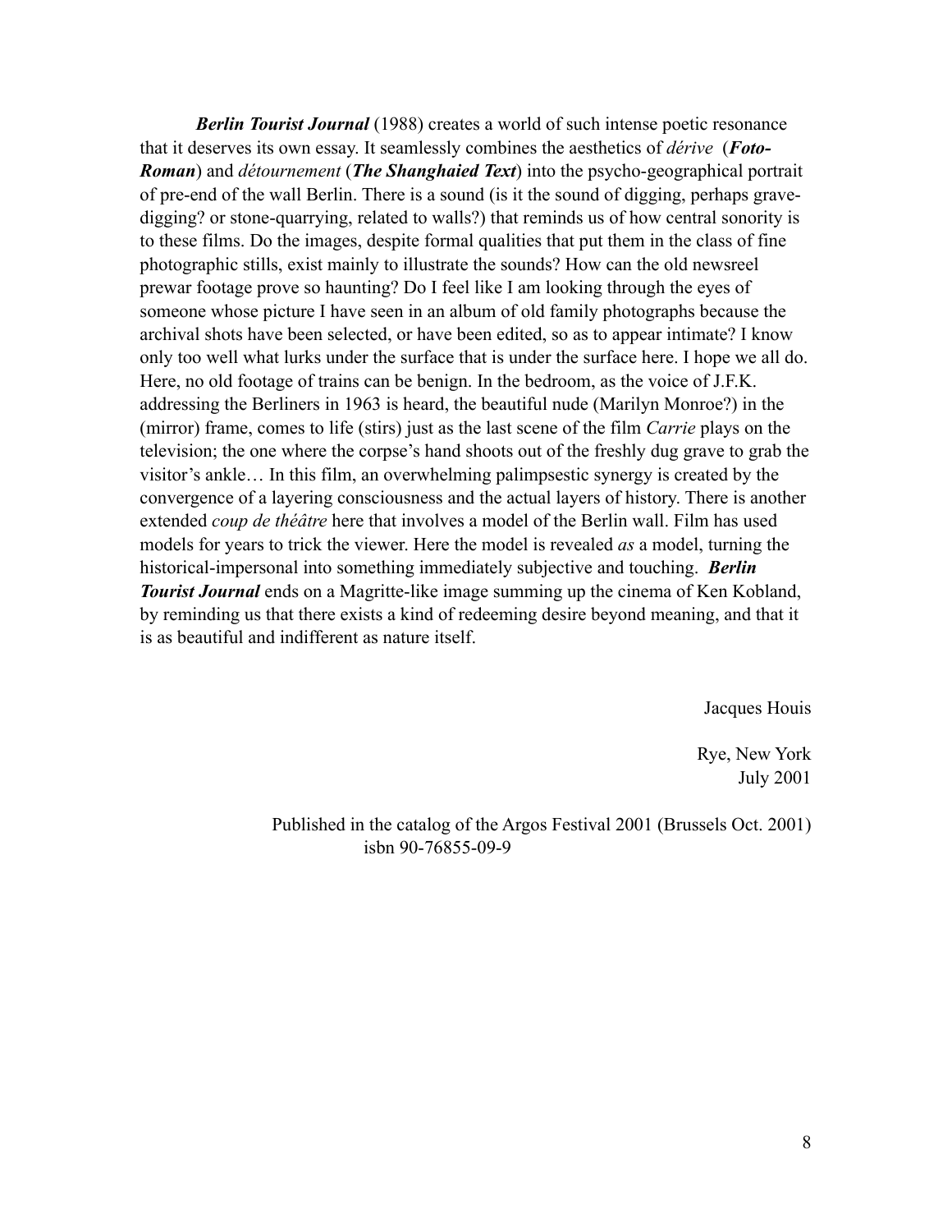***Berlin Tourist Journal*** (1988) creates a world of such intense poetic resonance that it deserves its own essay. It seamlessly combines the aesthetics of *dérive* (***Foto-Roman***) and *détournement* (***The Shanghaied Text***) into the psycho-geographical portrait of pre-end of the wall Berlin. There is a sound (is it the sound of digging, perhaps grave-digging? or stone-quarrying, related to walls?) that reminds us of how central sonority is to these films. Do the images, despite formal qualities that put them in the class of fine photographic stills, exist mainly to illustrate the sounds? How can the old newsreel prewar footage prove so haunting? Do I feel like I am looking through the eyes of someone whose picture I have seen in an album of old family photographs because the archival shots have been selected, or have been edited, so as to appear intimate? I know only too well what lurks under the surface that is under the surface here. I hope we all do. Here, no old footage of trains can be benign. In the bedroom, as the voice of J.F.K. addressing the Berliners in 1963 is heard, the beautiful nude (Marilyn Monroe?) in the (mirror) frame, comes to life (stirs) just as the last scene of the film *Carrie* plays on the television; the one where the corpse's hand shoots out of the freshly dug grave to grab the visitor's ankle… In this film, an overwhelming palimpsestic synergy is created by the convergence of a layering consciousness and the actual layers of history. There is another extended *coup de théâtre* here that involves a model of the Berlin wall. Film has used models for years to trick the viewer. Here the model is revealed *as* a model, turning the historical-impersonal into something immediately subjective and touching. ***Berlin Tourist Journal*** ends on a Magritte-like image summing up the cinema of Ken Kobland, by reminding us that there exists a kind of redeeming desire beyond meaning, and that it is as beautiful and indifferent as nature itself.

Jacques Houis

Rye, New York
July 2001

Published in the catalog of the Argos Festival 2001 (Brussels Oct. 2001)
isbn 90-76855-09-9